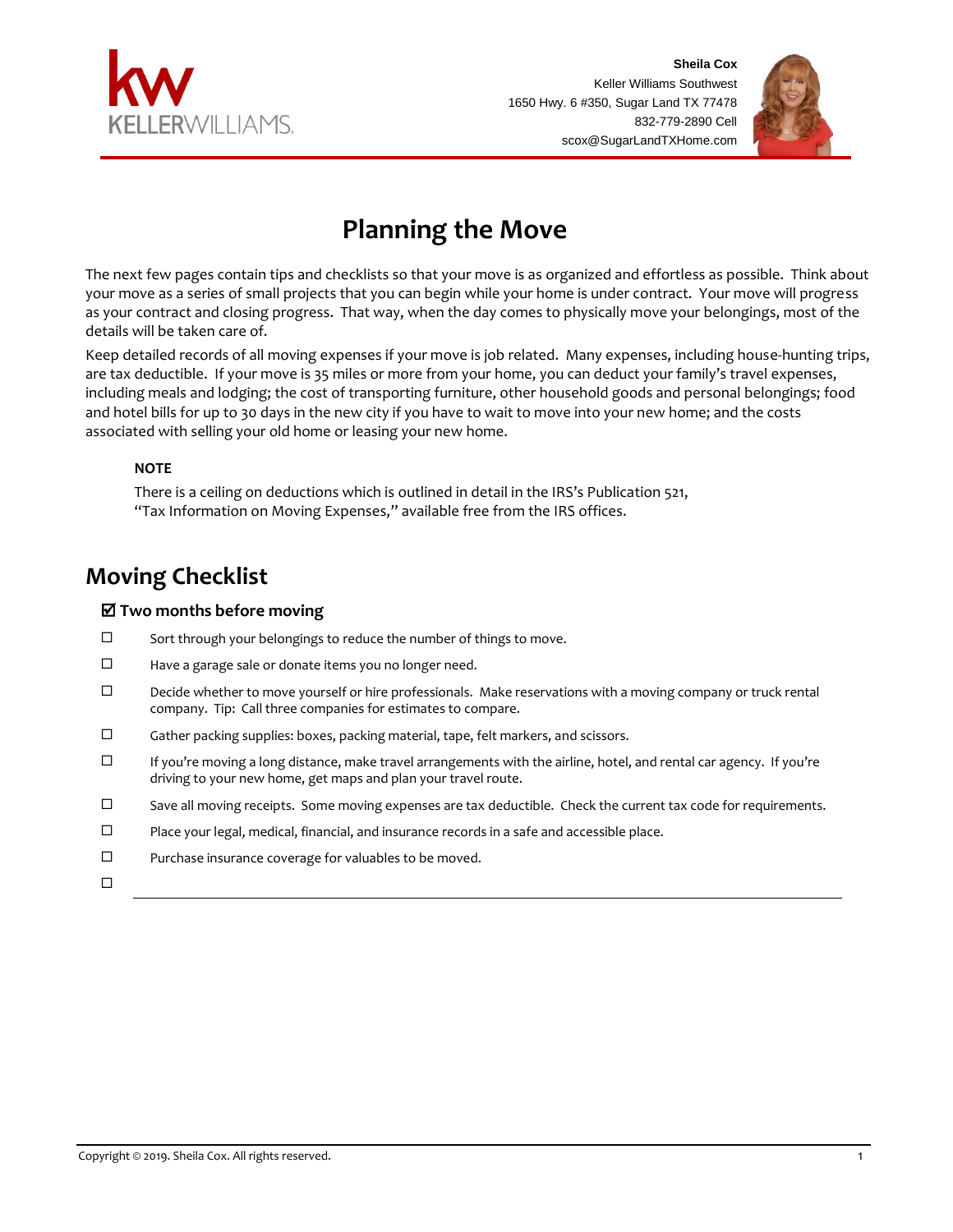Sheila Cox
Keller Williams Southwest
1650 Hwy. 6 #350, Sugar Land TX 77478
832-779-2890 Cell
scox@SugarLandTXHome.com

# Planning the Move

The next few pages contain tips and checklists so that your move is as organized and effortless as possible. Think about your move as a series of small projects that you can begin while your home is under contract. Your move will progress as your contract and closing progress. That way, when the day comes to physically move your belongings, most of the details will be taken care of.

Keep detailed records of all moving expenses if your move is job related. Many expenses, including house-hunting trips, are tax deductible. If your move is 35 miles or more from your home, you can deduct your family's travel expenses, including meals and lodging; the cost of transporting furniture, other household goods and personal belongings; food and hotel bills for up to 30 days in the new city if you have to wait to move into your new home; and the costs associated with selling your old home or leasing your new home.

> **NOTE**
>
> There is a ceiling on deductions which is outlined in detail in the IRS's Publication 521, "Tax Information on Moving Expenses," available free from the IRS offices.

## Moving Checklist

### ☑ Two months before moving

- ☐ Sort through your belongings to reduce the number of things to move.
- ☐ Have a garage sale or donate items you no longer need.
- ☐ Decide whether to move yourself or hire professionals. Make reservations with a moving company or truck rental company. Tip: Call three companies for estimates to compare.
- ☐ Gather packing supplies: boxes, packing material, tape, felt markers, and scissors.
- ☐ If you're moving a long distance, make travel arrangements with the airline, hotel, and rental car agency. If you're driving to your new home, get maps and plan your travel route.
- ☐ Save all moving receipts. Some moving expenses are tax deductible. Check the current tax code for requirements.
- ☐ Place your legal, medical, financial, and insurance records in a safe and accessible place.
- ☐ Purchase insurance coverage for valuables to be moved.
- ☐ ______________________________________________

Copyright © 2019. Sheila Cox. All rights reserved.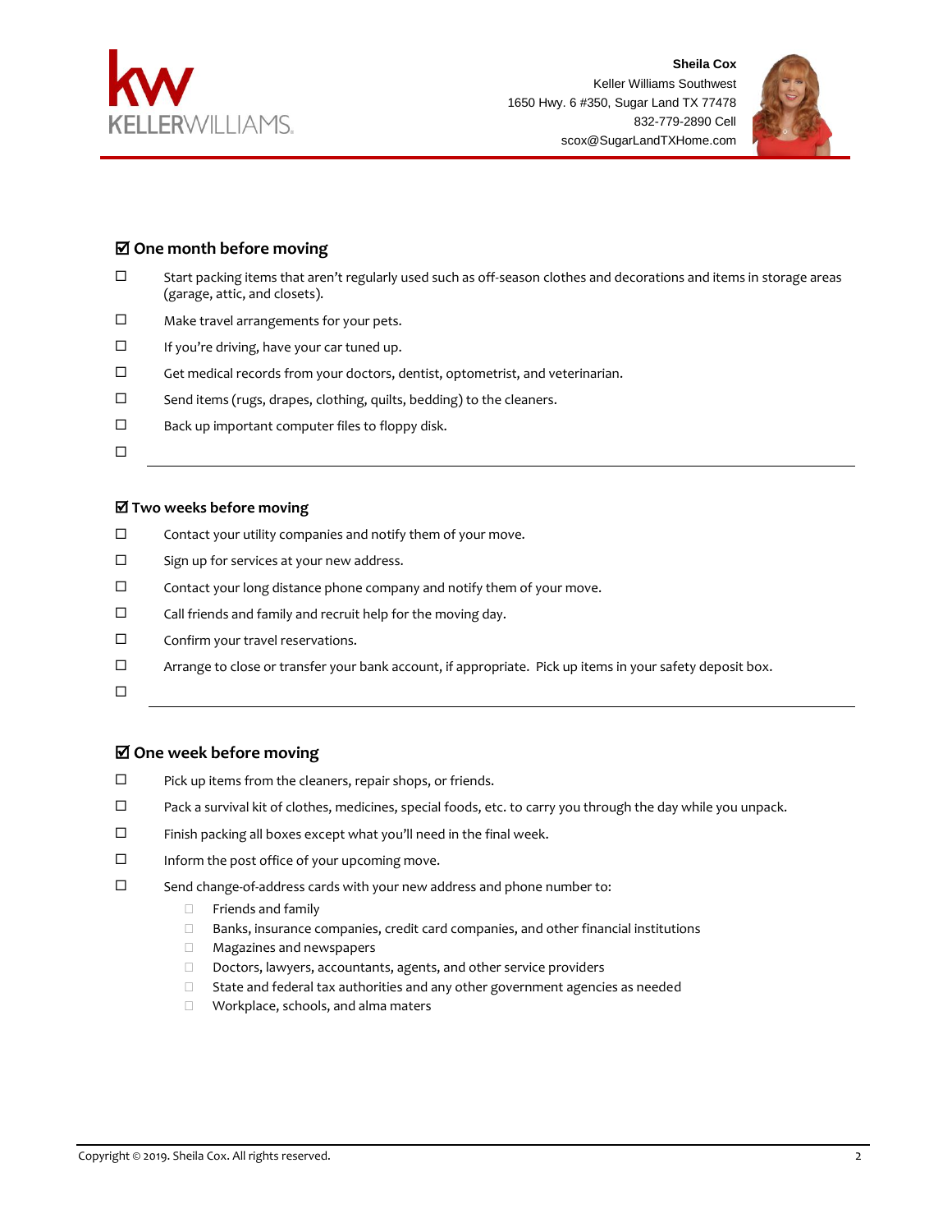**Sheila Cox**
Keller Williams Southwest
1650 Hwy. 6 #350, Sugar Land TX 77478
832-779-2890 Cell
scox@SugarLandTXHome.com

## ☑ One month before moving

- ☐ Start packing items that aren't regularly used such as off-season clothes and decorations and items in storage areas (garage, attic, and closets).
- ☐ Make travel arrangements for your pets.
- ☐ If you're driving, have your car tuned up.
- ☐ Get medical records from your doctors, dentist, optometrist, and veterinarian.
- ☐ Send items (rugs, drapes, clothing, quilts, bedding) to the cleaners.
- ☐ Back up important computer files to floppy disk.
- ☐ ______________________________________________

## ☑ Two weeks before moving

- ☐ Contact your utility companies and notify them of your move.
- ☐ Sign up for services at your new address.
- ☐ Contact your long distance phone company and notify them of your move.
- ☐ Call friends and family and recruit help for the moving day.
- ☐ Confirm your travel reservations.
- ☐ Arrange to close or transfer your bank account, if appropriate. Pick up items in your safety deposit box.
- ☐ ______________________________________________

## ☑ One week before moving

- ☐ Pick up items from the cleaners, repair shops, or friends.
- ☐ Pack a survival kit of clothes, medicines, special foods, etc. to carry you through the day while you unpack.
- ☐ Finish packing all boxes except what you'll need in the final week.
- ☐ Inform the post office of your upcoming move.
- ☐ Send change-of-address cards with your new address and phone number to:
  - ☐ Friends and family
  - ☐ Banks, insurance companies, credit card companies, and other financial institutions
  - ☐ Magazines and newspapers
  - ☐ Doctors, lawyers, accountants, agents, and other service providers
  - ☐ State and federal tax authorities and any other government agencies as needed
  - ☐ Workplace, schools, and alma maters

Copyright © 2019. Sheila Cox. All rights reserved.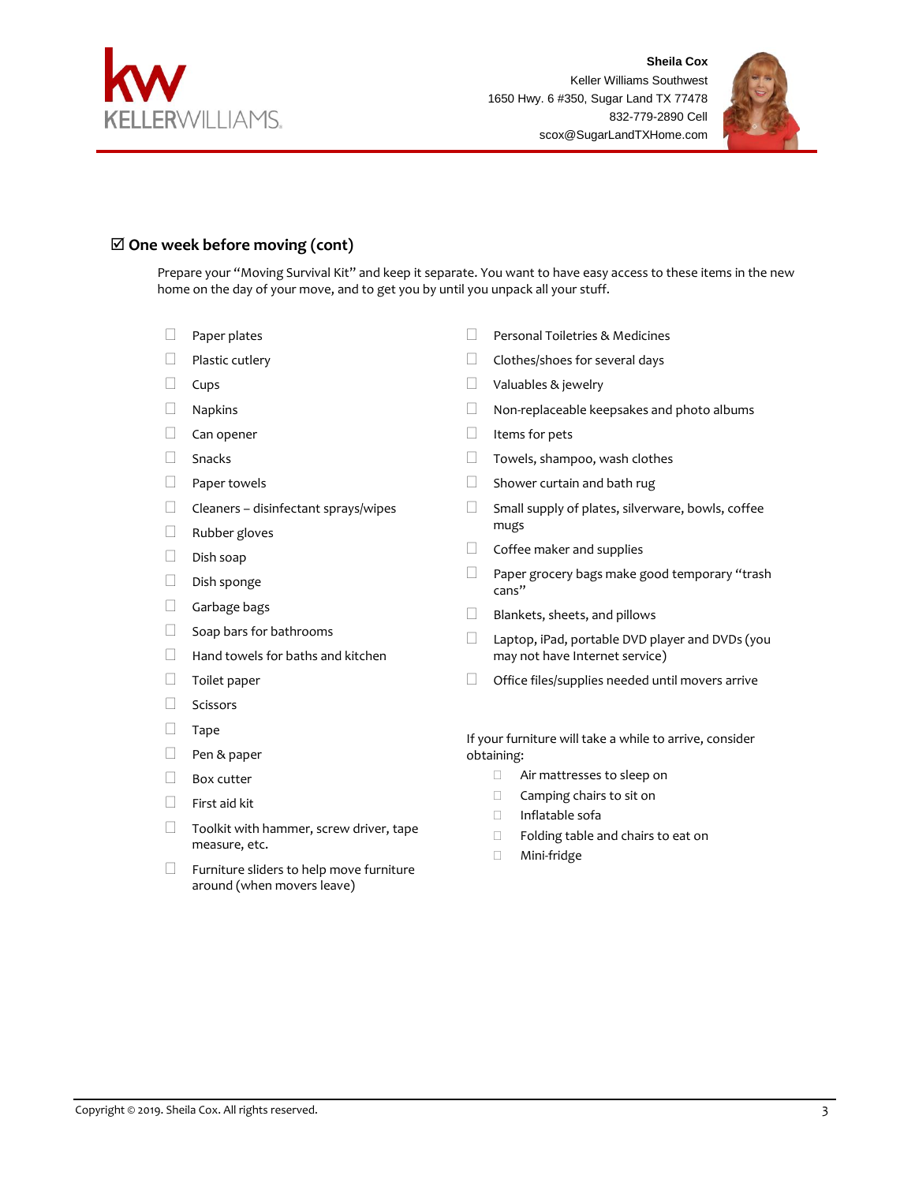## ☑ One week before moving (cont)

Prepare your "Moving Survival Kit" and keep it separate. You want to have easy access to these items in the new home on the day of your move, and to get you by until you unpack all your stuff.

- ☐ Paper plates
- ☐ Plastic cutlery
- ☐ Cups
- ☐ Napkins
- ☐ Can opener
- ☐ Snacks
- ☐ Paper towels
- ☐ Cleaners – disinfectant sprays/wipes
- ☐ Rubber gloves
- ☐ Dish soap
- ☐ Dish sponge
- ☐ Garbage bags
- ☐ Soap bars for bathrooms
- ☐ Hand towels for baths and kitchen
- ☐ Toilet paper
- ☐ Scissors
- ☐ Tape
- ☐ Pen & paper
- ☐ Box cutter
- ☐ First aid kit
- ☐ Toolkit with hammer, screw driver, tape measure, etc.
- ☐ Furniture sliders to help move furniture around (when movers leave)
- ☐ Personal Toiletries & Medicines
- ☐ Clothes/shoes for several days
- ☐ Valuables & jewelry
- ☐ Non-replaceable keepsakes and photo albums
- ☐ Items for pets
- ☐ Towels, shampoo, wash clothes
- ☐ Shower curtain and bath rug
- ☐ Small supply of plates, silverware, bowls, coffee mugs
- ☐ Coffee maker and supplies
- ☐ Paper grocery bags make good temporary "trash cans"
- ☐ Blankets, sheets, and pillows
- ☐ Laptop, iPad, portable DVD player and DVDs (you may not have Internet service)
- ☐ Office files/supplies needed until movers arrive

If your furniture will take a while to arrive, consider obtaining:

- ☐ Air mattresses to sleep on
- ☐ Camping chairs to sit on
- ☐ Inflatable sofa
- ☐ Folding table and chairs to eat on
- ☐ Mini-fridge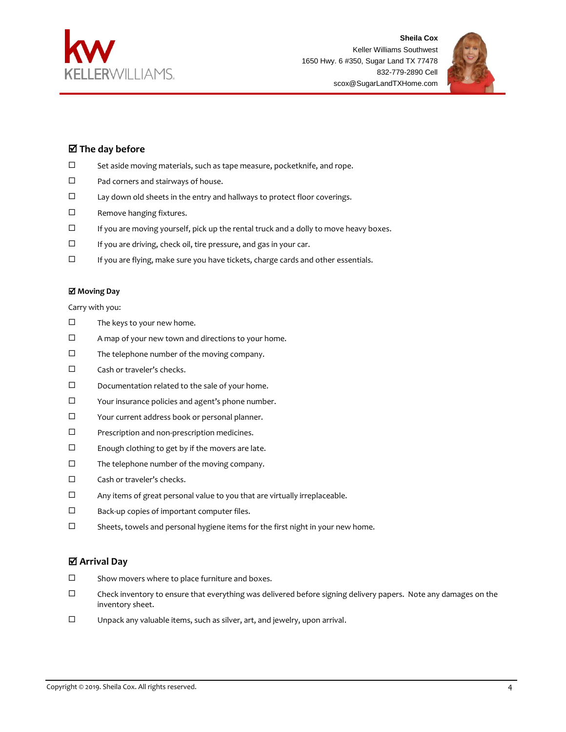## ☑ The day before

- ☐ Set aside moving materials, such as tape measure, pocketknife, and rope.
- ☐ Pad corners and stairways of house.
- ☐ Lay down old sheets in the entry and hallways to protect floor coverings.
- ☐ Remove hanging fixtures.
- ☐ If you are moving yourself, pick up the rental truck and a dolly to move heavy boxes.
- ☐ If you are driving, check oil, tire pressure, and gas in your car.
- ☐ If you are flying, make sure you have tickets, charge cards and other essentials.

### ☑ Moving Day

Carry with you:

- ☐ The keys to your new home.
- ☐ A map of your new town and directions to your home.
- ☐ The telephone number of the moving company.
- ☐ Cash or traveler's checks.
- ☐ Documentation related to the sale of your home.
- ☐ Your insurance policies and agent's phone number.
- ☐ Your current address book or personal planner.
- ☐ Prescription and non-prescription medicines.
- ☐ Enough clothing to get by if the movers are late.
- ☐ The telephone number of the moving company.
- ☐ Cash or traveler's checks.
- ☐ Any items of great personal value to you that are virtually irreplaceable.
- ☐ Back-up copies of important computer files.
- ☐ Sheets, towels and personal hygiene items for the first night in your new home.

## ☑ Arrival Day

- ☐ Show movers where to place furniture and boxes.
- ☐ Check inventory to ensure that everything was delivered before signing delivery papers. Note any damages on the inventory sheet.
- ☐ Unpack any valuable items, such as silver, art, and jewelry, upon arrival.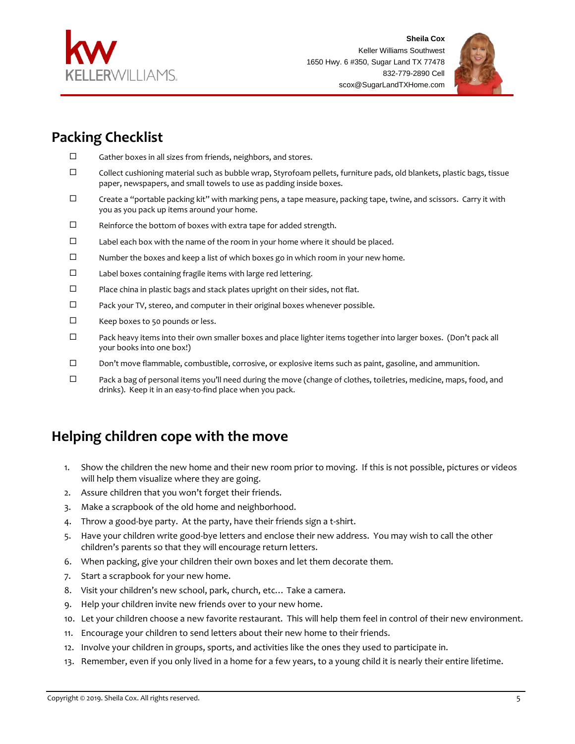**Sheila Cox**
Keller Williams Southwest
1650 Hwy. 6 #350, Sugar Land TX 77478
832-779-2890 Cell
scox@SugarLandTXHome.com

## Packing Checklist

- ☐ Gather boxes in all sizes from friends, neighbors, and stores.
- ☐ Collect cushioning material such as bubble wrap, Styrofoam pellets, furniture pads, old blankets, plastic bags, tissue paper, newspapers, and small towels to use as padding inside boxes.
- ☐ Create a "portable packing kit" with marking pens, a tape measure, packing tape, twine, and scissors. Carry it with you as you pack up items around your home.
- ☐ Reinforce the bottom of boxes with extra tape for added strength.
- ☐ Label each box with the name of the room in your home where it should be placed.
- ☐ Number the boxes and keep a list of which boxes go in which room in your new home.
- ☐ Label boxes containing fragile items with large red lettering.
- ☐ Place china in plastic bags and stack plates upright on their sides, not flat.
- ☐ Pack your TV, stereo, and computer in their original boxes whenever possible.
- ☐ Keep boxes to 50 pounds or less.
- ☐ Pack heavy items into their own smaller boxes and place lighter items together into larger boxes. (Don't pack all your books into one box!)
- ☐ Don't move flammable, combustible, corrosive, or explosive items such as paint, gasoline, and ammunition.
- ☐ Pack a bag of personal items you'll need during the move (change of clothes, toiletries, medicine, maps, food, and drinks). Keep it in an easy-to-find place when you pack.

## Helping children cope with the move

1. Show the children the new home and their new room prior to moving. If this is not possible, pictures or videos will help them visualize where they are going.
2. Assure children that you won't forget their friends.
3. Make a scrapbook of the old home and neighborhood.
4. Throw a good-bye party. At the party, have their friends sign a t-shirt.
5. Have your children write good-bye letters and enclose their new address. You may wish to call the other children's parents so that they will encourage return letters.
6. When packing, give your children their own boxes and let them decorate them.
7. Start a scrapbook for your new home.
8. Visit your children's new school, park, church, etc… Take a camera.
9. Help your children invite new friends over to your new home.
10. Let your children choose a new favorite restaurant. This will help them feel in control of their new environment.
11. Encourage your children to send letters about their new home to their friends.
12. Involve your children in groups, sports, and activities like the ones they used to participate in.
13. Remember, even if you only lived in a home for a few years, to a young child it is nearly their entire lifetime.

Copyright © 2019. Sheila Cox. All rights reserved.